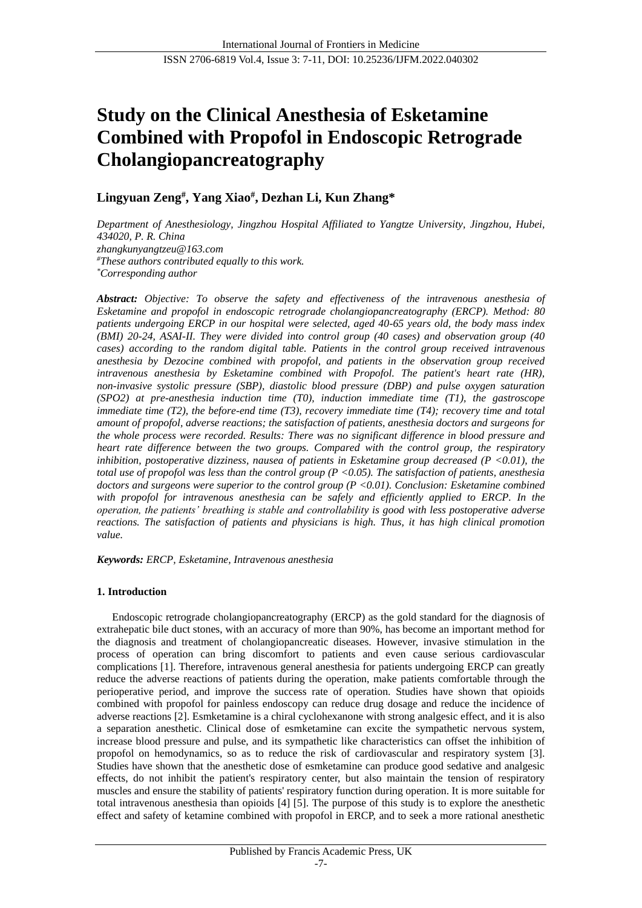# Study on the Clinical Anesthesia of Esketamine Combined with Propofol in Endoscopic Retrograde Cholangiopancreatography

**Lingyuan Zeng#, Yang Xiao#, Dezhan Li, Kun Zhang***

*Department of Anesthesiology, Jingzhou Hospital Affiliated to Yangtze University, Jingzhou, Hubei, 434020, P. R. China*
*zhangkunyangtzeu@163.com*
*#These authors contributed equally to this work.*
*\*Corresponding author*

***Abstract:*** *Objective: To observe the safety and effectiveness of the intravenous anesthesia of Esketamine and propofol in endoscopic retrograde cholangiopancreatography (ERCP). Method: 80 patients undergoing ERCP in our hospital were selected, aged 40-65 years old, the body mass index (BMI) 20-24, ASAI-II. They were divided into control group (40 cases) and observation group (40 cases) according to the random digital table. Patients in the control group received intravenous anesthesia by Dezocine combined with propofol, and patients in the observation group received intravenous anesthesia by Esketamine combined with Propofol. The patient's heart rate (HR), non-invasive systolic pressure (SBP), diastolic blood pressure (DBP) and pulse oxygen saturation (SPO2) at pre-anesthesia induction time (T0), induction immediate time (T1), the gastroscope immediate time (T2), the before-end time (T3), recovery immediate time (T4); recovery time and total amount of propofol, adverse reactions; the satisfaction of patients, anesthesia doctors and surgeons for the whole process were recorded. Results: There was no significant difference in blood pressure and heart rate difference between the two groups. Compared with the control group, the respiratory inhibition, postoperative dizziness, nausea of patients in Esketamine group decreased ($P<0.01$), the total use of propofol was less than the control group ($P<0.05$). The satisfaction of patients, anesthesia doctors and surgeons were superior to the control group ($P<0.01$). Conclusion: Esketamine combined with propofol for intravenous anesthesia can be safely and efficiently applied to ERCP. In the operation, the patients' breathing is stable and controllability is good with less postoperative adverse reactions. The satisfaction of patients and physicians is high. Thus, it has high clinical promotion value.*

***Keywords:*** *ERCP, Esketamine, Intravenous anesthesia*

## 1. Introduction

Endoscopic retrograde cholangiopancreatography (ERCP) as the gold standard for the diagnosis of extrahepatic bile duct stones, with an accuracy of more than 90%, has become an important method for the diagnosis and treatment of cholangiopancreatic diseases. However, invasive stimulation in the process of operation can bring discomfort to patients and even cause serious cardiovascular complications [1]. Therefore, intravenous general anesthesia for patients undergoing ERCP can greatly reduce the adverse reactions of patients during the operation, make patients comfortable through the perioperative period, and improve the success rate of operation. Studies have shown that opioids combined with propofol for painless endoscopy can reduce drug dosage and reduce the incidence of adverse reactions [2]. Esmketamine is a chiral cyclohexanone with strong analgesic effect, and it is also a separation anesthetic. Clinical dose of esmketamine can excite the sympathetic nervous system, increase blood pressure and pulse, and its sympathetic like characteristics can offset the inhibition of propofol on hemodynamics, so as to reduce the risk of cardiovascular and respiratory system [3]. Studies have shown that the anesthetic dose of esmketamine can produce good sedative and analgesic effects, do not inhibit the patient's respiratory center, but also maintain the tension of respiratory muscles and ensure the stability of patients' respiratory function during operation. It is more suitable for total intravenous anesthesia than opioids [4] [5]. The purpose of this study is to explore the anesthetic effect and safety of ketamine combined with propofol in ERCP, and to seek a more rational anesthetic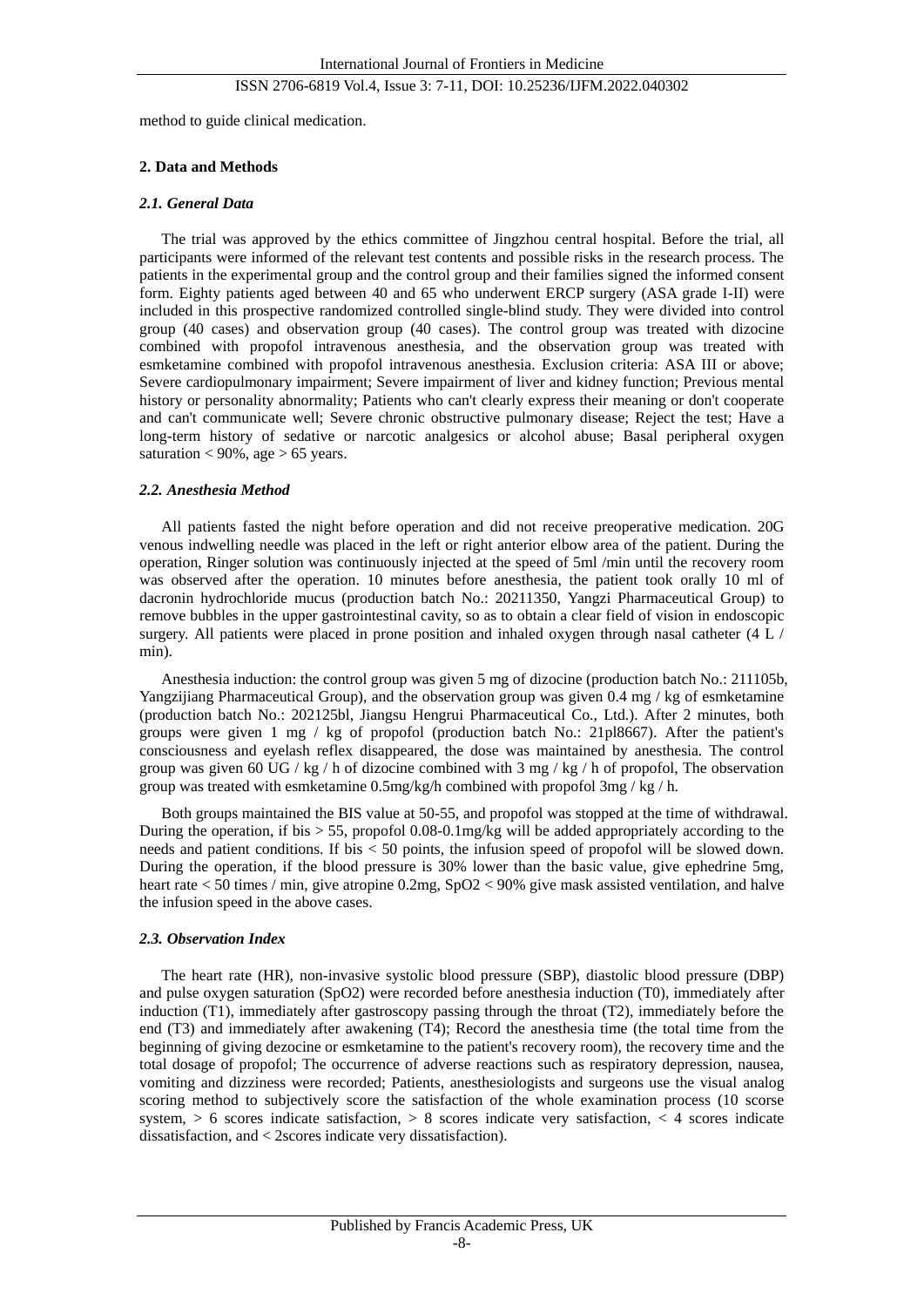method to guide clinical medication.

## 2. Data and Methods

### *2.1. General Data*

The trial was approved by the ethics committee of Jingzhou central hospital. Before the trial, all participants were informed of the relevant test contents and possible risks in the research process. The patients in the experimental group and the control group and their families signed the informed consent form. Eighty patients aged between 40 and 65 who underwent ERCP surgery (ASA grade I-II) were included in this prospective randomized controlled single-blind study. They were divided into control group (40 cases) and observation group (40 cases). The control group was treated with dizocine combined with propofol intravenous anesthesia, and the observation group was treated with esmketamine combined with propofol intravenous anesthesia. Exclusion criteria: ASA III or above; Severe cardiopulmonary impairment; Severe impairment of liver and kidney function; Previous mental history or personality abnormality; Patients who can't clearly express their meaning or don't cooperate and can't communicate well; Severe chronic obstructive pulmonary disease; Reject the test; Have a long-term history of sedative or narcotic analgesics or alcohol abuse; Basal peripheral oxygen saturation < 90%, age > 65 years.

### *2.2. Anesthesia Method*

All patients fasted the night before operation and did not receive preoperative medication. 20G venous indwelling needle was placed in the left or right anterior elbow area of the patient. During the operation, Ringer solution was continuously injected at the speed of 5ml /min until the recovery room was observed after the operation. 10 minutes before anesthesia, the patient took orally 10 ml of dacronin hydrochloride mucus (production batch No.: 20211350, Yangzi Pharmaceutical Group) to remove bubbles in the upper gastrointestinal cavity, so as to obtain a clear field of vision in endoscopic surgery. All patients were placed in prone position and inhaled oxygen through nasal catheter (4 L / min).

Anesthesia induction: the control group was given 5 mg of dizocine (production batch No.: 211105b, Yangzijiang Pharmaceutical Group), and the observation group was given 0.4 mg / kg of esmketamine (production batch No.: 202125bl, Jiangsu Hengrui Pharmaceutical Co., Ltd.). After 2 minutes, both groups were given 1 mg / kg of propofol (production batch No.: 21pl8667). After the patient's consciousness and eyelash reflex disappeared, the dose was maintained by anesthesia. The control group was given 60 UG / kg / h of dizocine combined with 3 mg / kg / h of propofol, The observation group was treated with esmketamine 0.5mg/kg/h combined with propofol 3mg / kg / h.

Both groups maintained the BIS value at 50-55, and propofol was stopped at the time of withdrawal. During the operation, if bis > 55, propofol 0.08-0.1mg/kg will be added appropriately according to the needs and patient conditions. If bis < 50 points, the infusion speed of propofol will be slowed down. During the operation, if the blood pressure is 30% lower than the basic value, give ephedrine 5mg, heart rate < 50 times / min, give atropine 0.2mg, SpO2 < 90% give mask assisted ventilation, and halve the infusion speed in the above cases.

### *2.3. Observation Index*

The heart rate (HR), non-invasive systolic blood pressure (SBP), diastolic blood pressure (DBP) and pulse oxygen saturation (SpO2) were recorded before anesthesia induction (T0), immediately after induction (T1), immediately after gastroscopy passing through the throat (T2), immediately before the end (T3) and immediately after awakening (T4); Record the anesthesia time (the total time from the beginning of giving dezocine or esmketamine to the patient's recovery room), the recovery time and the total dosage of propofol; The occurrence of adverse reactions such as respiratory depression, nausea, vomiting and dizziness were recorded; Patients, anesthesiologists and surgeons use the visual analog scoring method to subjectively score the satisfaction of the whole examination process (10 scorse system, > 6 scores indicate satisfaction, > 8 scores indicate very satisfaction, < 4 scores indicate dissatisfaction, and < 2scores indicate very dissatisfaction).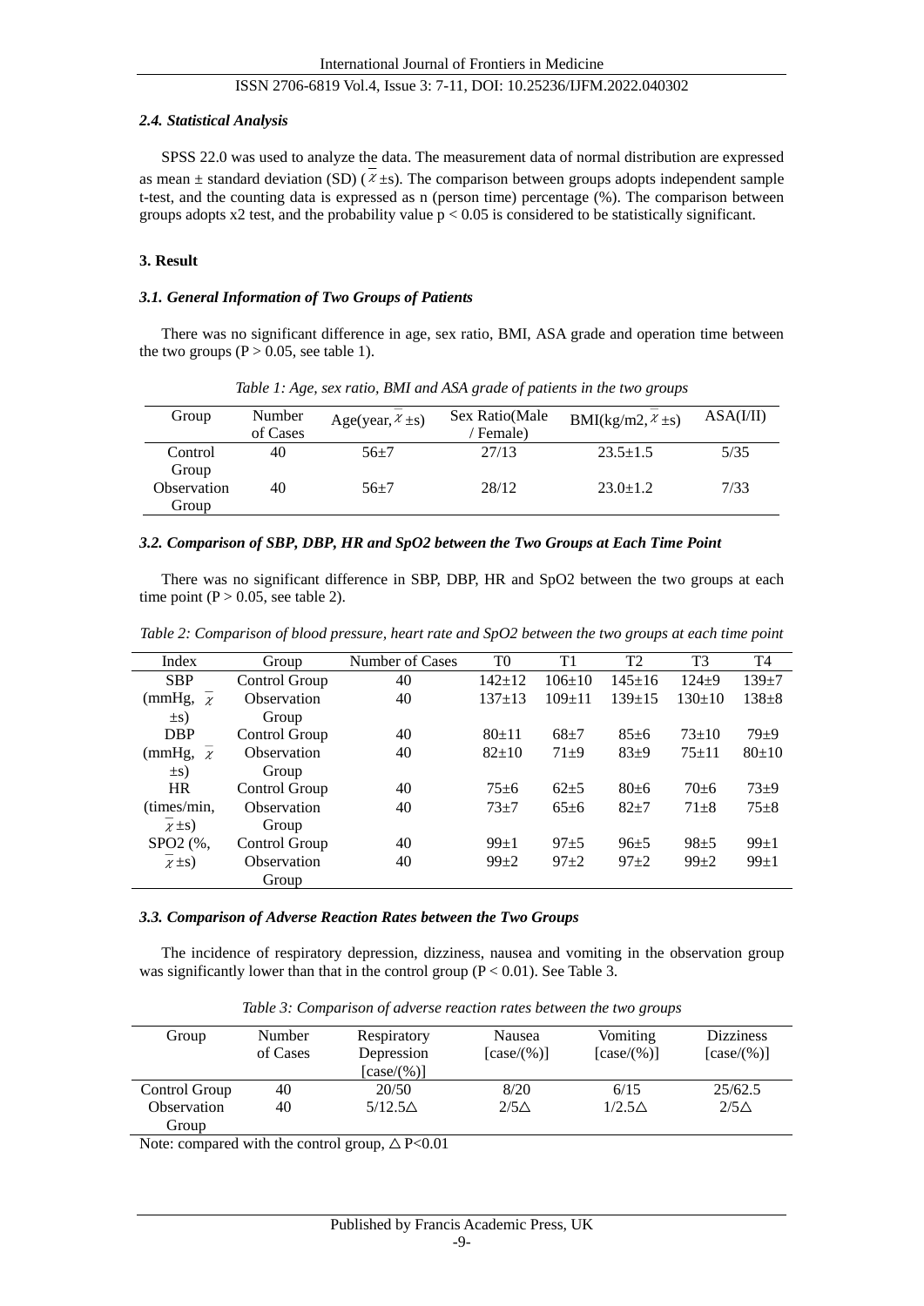### *2.4. Statistical Analysis*

SPSS 22.0 was used to analyze the data. The measurement data of normal distribution are expressed as mean ± standard deviation (SD) ($\bar{x}$±s). The comparison between groups adopts independent sample t-test, and the counting data is expressed as n (person time) percentage (%). The comparison between groups adopts x2 test, and the probability value $p < 0.05$ is considered to be statistically significant.

## 3. Result

### *3.1. General Information of Two Groups of Patients*

There was no significant difference in age, sex ratio, BMI, ASA grade and operation time between the two groups ($P > 0.05$, see table 1).

*Table 1: Age, sex ratio, BMI and ASA grade of patients in the two groups*

| Group | Number of Cases | Age(year, $\bar{x}$±s) | Sex Ratio(Male / Female) | BMI(kg/m2, $\bar{x}$±s) | ASA(I/II) |
|---|---|---|---|---|---|
| Control Group | 40 | 56±7 | 27/13 | 23.5±1.5 | 5/35 |
| Observation Group | 40 | 56±7 | 28/12 | 23.0±1.2 | 7/33 |

### *3.2. Comparison of SBP, DBP, HR and SpO2 between the Two Groups at Each Time Point*

There was no significant difference in SBP, DBP, HR and SpO2 between the two groups at each time point ($P > 0.05$, see table 2).

*Table 2: Comparison of blood pressure, heart rate and SpO2 between the two groups at each time point*

| Index | Group | Number of Cases | T0 | T1 | T2 | T3 | T4 |
|---|---|---|---|---|---|---|---|
| SBP (mmHg, $\bar{x}$±s) | Control Group | 40 | 142±12 | 106±10 | 145±16 | 124±9 | 139±7 |
| | Observation Group | 40 | 137±13 | 109±11 | 139±15 | 130±10 | 138±8 |
| DBP (mmHg, $\bar{x}$±s) | Control Group | 40 | 80±11 | 68±7 | 85±6 | 73±10 | 79±9 |
| | Observation Group | 40 | 82±10 | 71±9 | 83±9 | 75±11 | 80±10 |
| HR (times/min, $\bar{x}$±s) | Control Group | 40 | 75±6 | 62±5 | 80±6 | 70±6 | 73±9 |
| | Observation Group | 40 | 73±7 | 65±6 | 82±7 | 71±8 | 75±8 |
| SPO2 (%, $\bar{x}$±s) | Control Group | 40 | 99±1 | 97±5 | 96±5 | 98±5 | 99±1 |
| | Observation Group | 40 | 99±2 | 97±2 | 97±2 | 99±2 | 99±1 |

### *3.3. Comparison of Adverse Reaction Rates between the Two Groups*

The incidence of respiratory depression, dizziness, nausea and vomiting in the observation group was significantly lower than that in the control group ($P < 0.01$). See Table 3.

*Table 3: Comparison of adverse reaction rates between the two groups*

| Group | Number of Cases | Respiratory Depression [case/(%)] | Nausea [case/(%)] | Vomiting [case/(%)] | Dizziness [case/(%)] |
|---|---|---|---|---|---|
| Control Group | 40 | 20/50 | 8/20 | 6/15 | 25/62.5 |
| Observation Group | 40 | 5/12.5△ | 2/5△ | 1/2.5△ | 2/5△ |

Note: compared with the control group, △ $P<0.01$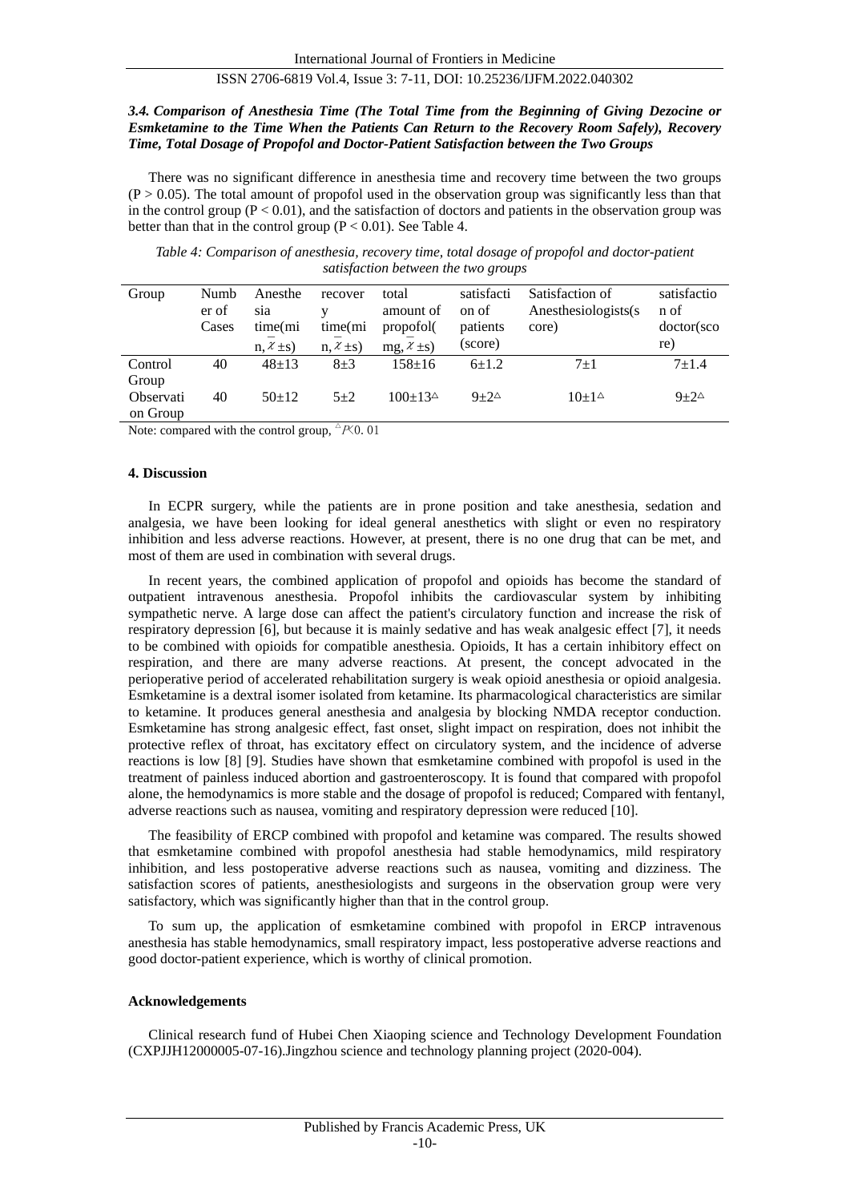### *3.4. Comparison of Anesthesia Time (The Total Time from the Beginning of Giving Dezocine or Esmketamine to the Time When the Patients Can Return to the Recovery Room Safely), Recovery Time, Total Dosage of Propofol and Doctor-Patient Satisfaction between the Two Groups*

There was no significant difference in anesthesia time and recovery time between the two groups ($P > 0.05$). The total amount of propofol used in the observation group was significantly less than that in the control group ($P < 0.01$), and the satisfaction of doctors and patients in the observation group was better than that in the control group ($P < 0.01$). See Table 4.

*Table 4: Comparison of anesthesia, recovery time, total dosage of propofol and doctor-patient satisfaction between the two groups*

| Group | Number of Cases | Anesthesia time(min, $\bar{x}\pm s$) | recovery time(min, $\bar{x}\pm s$) | total amount of propofol(mg, $\bar{x}\pm s$) | satisfaction of patients (score) | Satisfaction of Anesthesiologists(score) | satisfaction of doctor(score) |
|---|---|---|---|---|---|---|---|
| Control Group | 40 | 48±13 | 8±3 | 158±16 | 6±1.2 | 7±1 | 7±1.4 |
| Observation Group | 40 | 50±12 | 5±2 | 100±13△ | 9±2△ | 10±1△ | 9±2△ |

Note: compared with the control group, △$P$<0. 01

## 4. Discussion

In ECPR surgery, while the patients are in prone position and take anesthesia, sedation and analgesia, we have been looking for ideal general anesthetics with slight or even no respiratory inhibition and less adverse reactions. However, at present, there is no one drug that can be met, and most of them are used in combination with several drugs.

In recent years, the combined application of propofol and opioids has become the standard of outpatient intravenous anesthesia. Propofol inhibits the cardiovascular system by inhibiting sympathetic nerve. A large dose can affect the patient's circulatory function and increase the risk of respiratory depression [6], but because it is mainly sedative and has weak analgesic effect [7], it needs to be combined with opioids for compatible anesthesia. Opioids, It has a certain inhibitory effect on respiration, and there are many adverse reactions. At present, the concept advocated in the perioperative period of accelerated rehabilitation surgery is weak opioid anesthesia or opioid analgesia. Esmketamine is a dextral isomer isolated from ketamine. Its pharmacological characteristics are similar to ketamine. It produces general anesthesia and analgesia by blocking NMDA receptor conduction. Esmketamine has strong analgesic effect, fast onset, slight impact on respiration, does not inhibit the protective reflex of throat, has excitatory effect on circulatory system, and the incidence of adverse reactions is low [8] [9]. Studies have shown that esmketamine combined with propofol is used in the treatment of painless induced abortion and gastroenteroscopy. It is found that compared with propofol alone, the hemodynamics is more stable and the dosage of propofol is reduced; Compared with fentanyl, adverse reactions such as nausea, vomiting and respiratory depression were reduced [10].

The feasibility of ERCP combined with propofol and ketamine was compared. The results showed that esmketamine combined with propofol anesthesia had stable hemodynamics, mild respiratory inhibition, and less postoperative adverse reactions such as nausea, vomiting and dizziness. The satisfaction scores of patients, anesthesiologists and surgeons in the observation group were very satisfactory, which was significantly higher than that in the control group.

To sum up, the application of esmketamine combined with propofol in ERCP intravenous anesthesia has stable hemodynamics, small respiratory impact, less postoperative adverse reactions and good doctor-patient experience, which is worthy of clinical promotion.

## Acknowledgements

Clinical research fund of Hubei Chen Xiaoping science and Technology Development Foundation (CXPJJH12000005-07-16).Jingzhou science and technology planning project (2020-004).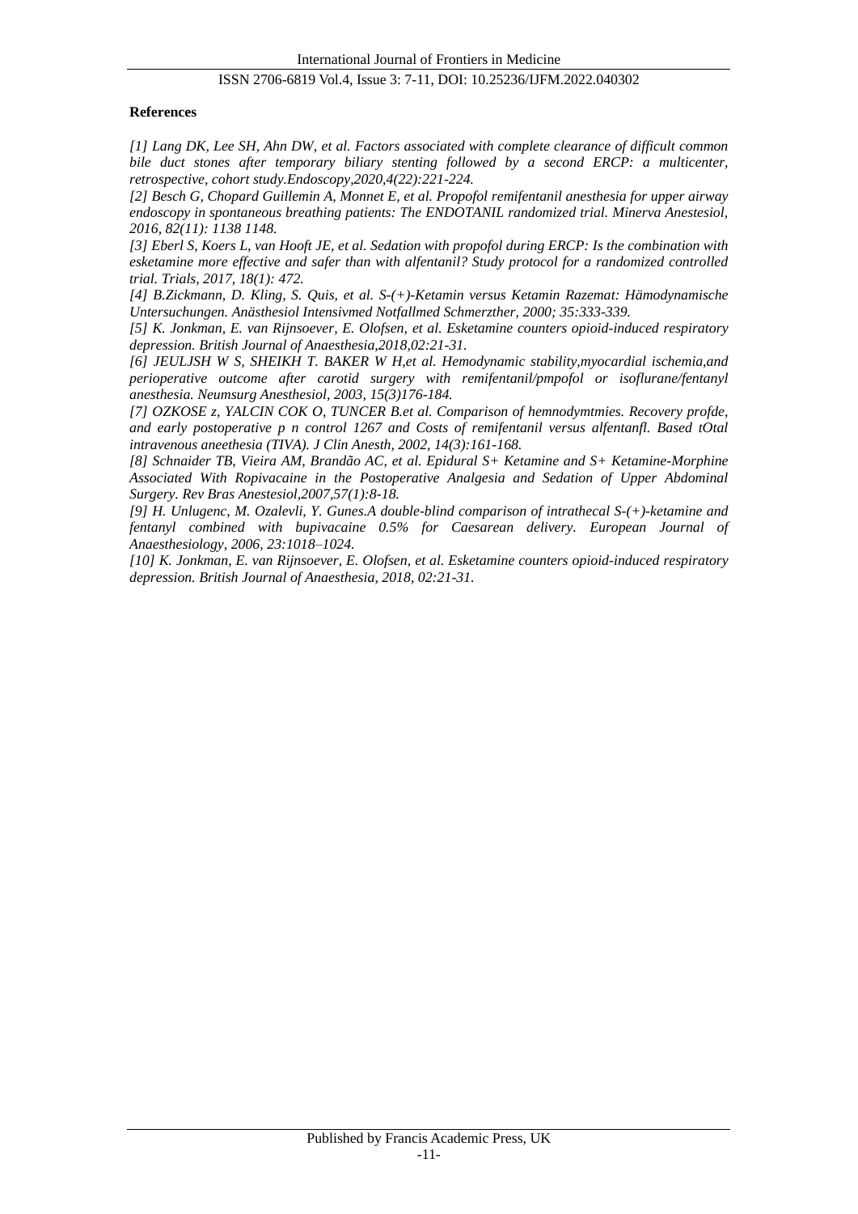**References**

*[1] Lang DK, Lee SH, Ahn DW, et al. Factors associated with complete clearance of difficult common bile duct stones after temporary biliary stenting followed by a second ERCP: a multicenter, retrospective, cohort study.Endoscopy,2020,4(22):221-224.*

*[2] Besch G, Chopard Guillemin A, Monnet E, et al. Propofol remifentanil anesthesia for upper airway endoscopy in spontaneous breathing patients: The ENDOTANIL randomized trial. Minerva Anestesiol, 2016, 82(11): 1138 1148.*

*[3] Eberl S, Koers L, van Hooft JE, et al. Sedation with propofol during ERCP: Is the combination with esketamine more effective and safer than with alfentanil? Study protocol for a randomized controlled trial. Trials, 2017, 18(1): 472.*

*[4] B.Zickmann, D. Kling, S. Quis, et al. S-(+)-Ketamin versus Ketamin Razemat: Hämodynamische Untersuchungen. Anästhesiol Intensivmed Notfallmed Schmerzther, 2000; 35:333-339.*

*[5] K. Jonkman, E. van Rijnsoever, E. Olofsen, et al. Esketamine counters opioid-induced respiratory depression. British Journal of Anaesthesia,2018,02:21-31.*

*[6] JEULJSH W S, SHEIKH T. BAKER W H,et al. Hemodynamic stability,myocardial ischemia,and perioperative outcome after carotid surgery with remifentanil/pmpofol or isoflurane/fentanyl anesthesia. Neumsurg Anesthesiol, 2003, 15(3)176-184.*

*[7] OZKOSE z, YALCIN COK O, TUNCER B.et al. Comparison of hemnodymtmies. Recovery profde, and early postoperative p n control 1267 and Costs of remifentanil versus alfentanfl. Based tOtal intravenous aneethesia (TIVA). J Clin Anesth, 2002, 14(3):161-168.*

*[8] Schnaider TB, Vieira AM, Brandão AC, et al. Epidural S+ Ketamine and S+ Ketamine-Morphine Associated With Ropivacaine in the Postoperative Analgesia and Sedation of Upper Abdominal Surgery. Rev Bras Anestesiol,2007,57(1):8-18.*

*[9] H. Unlugenc, M. Ozalevli, Y. Gunes.A double-blind comparison of intrathecal S-(+)-ketamine and fentanyl combined with bupivacaine 0.5% for Caesarean delivery. European Journal of Anaesthesiology, 2006, 23:1018–1024.*

*[10] K. Jonkman, E. van Rijnsoever, E. Olofsen, et al. Esketamine counters opioid-induced respiratory depression. British Journal of Anaesthesia, 2018, 02:21-31.*